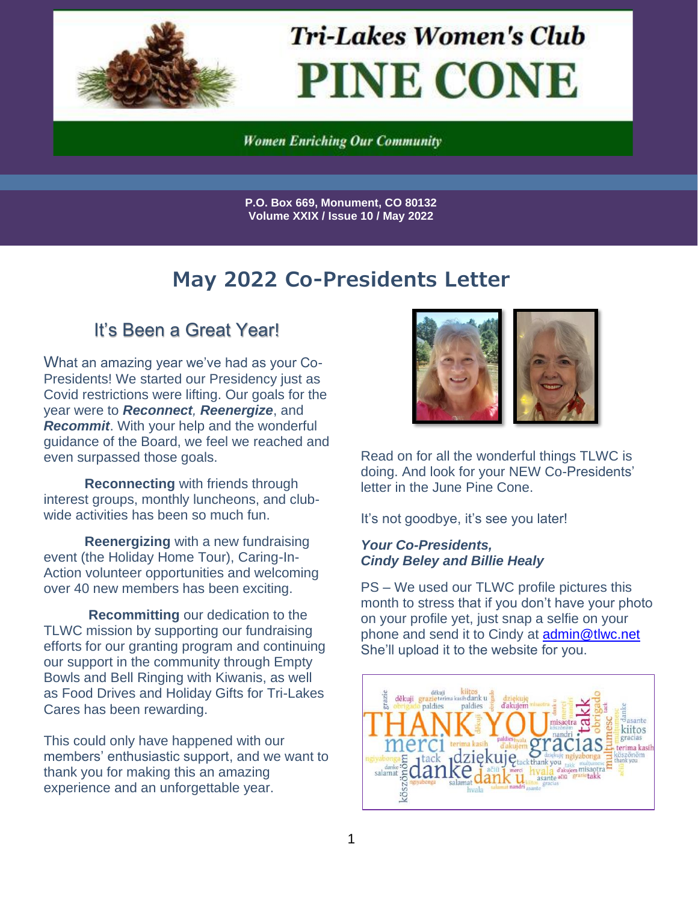# Tri-Lakes Women's Club PINE CONE

*Women Enriching Our Community*

**P.O. Box 669, Monument, CO 80132**
**Volume XXIX / Issue 10 / May 2022**

## May 2022 Co-Presidents Letter

### It's Been a Great Year!

What an amazing year we've had as your Co-Presidents! We started our Presidency just as Covid restrictions were lifting. Our goals for the year were to ***Reconnect***, ***Reenergize***, and ***Recommit***. With your help and the wonderful guidance of the Board, we feel we reached and even surpassed those goals.

**Reconnecting** with friends through interest groups, monthly luncheons, and club-wide activities has been so much fun.

**Reenergizing** with a new fundraising event (the Holiday Home Tour), Caring-In-Action volunteer opportunities and welcoming over 40 new members has been exciting.

**Recommitting** our dedication to the TLWC mission by supporting our fundraising efforts for our granting program and continuing our support in the community through Empty Bowls and Bell Ringing with Kiwanis, as well as Food Drives and Holiday Gifts for Tri-Lakes Cares has been rewarding.

This could only have happened with our members' enthusiastic support, and we want to thank you for making this an amazing experience and an unforgettable year.

Read on for all the wonderful things TLWC is doing. And look for your NEW Co-Presidents' letter in the June Pine Cone.

It's not goodbye, it's see you later!

***Your Co-Presidents,***
***Cindy Beley and Billie Healy***

PS – We used our TLWC profile pictures this month to stress that if you don't have your photo on your profile yet, just snap a selfie on your phone and send it to Cindy at admin@tlwc.net She'll upload it to the website for you.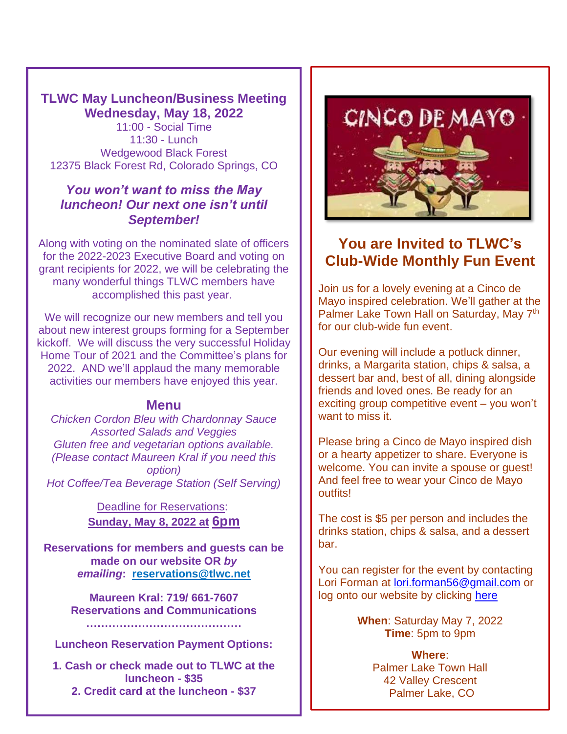## TLWC May Luncheon/Business Meeting
## Wednesday, May 18, 2022

11:00 - Social Time
11:30 - Lunch
Wedgewood Black Forest
12375 Black Forest Rd, Colorado Springs, CO

***You won't want to miss the May luncheon! Our next one isn't until September!***

Along with voting on the nominated slate of officers for the 2022-2023 Executive Board and voting on grant recipients for 2022, we will be celebrating the many wonderful things TLWC members have accomplished this past year.

We will recognize our new members and tell you about new interest groups forming for a September kickoff. We will discuss the very successful Holiday Home Tour of 2021 and the Committee's plans for 2022. AND we'll applaud the many memorable activities our members have enjoyed this year.

### Menu

*Chicken Cordon Bleu with Chardonnay Sauce*
*Assorted Salads and Veggies*
*Gluten free and vegetarian options available.*
*(Please contact Maureen Kral if you need this option)*
*Hot Coffee/Tea Beverage Station (Self Serving)*

Deadline for Reservations:
**Sunday, May 8, 2022 at 6pm**

**Reservations for members and guests can be made on our website OR *by emailing*: reservations@tlwc.net**

**Maureen Kral: 719/ 661-7607**
**Reservations and Communications**

……………………………………

**Luncheon Reservation Payment Options:**

**1. Cash or check made out to TLWC at the luncheon - $35**
**2. Credit card at the luncheon - $37**

CINCO DE MAYO

## You are Invited to TLWC's Club-Wide Monthly Fun Event

Join us for a lovely evening at a Cinco de Mayo inspired celebration. We'll gather at the Palmer Lake Town Hall on Saturday, May 7th for our club-wide fun event.

Our evening will include a potluck dinner, drinks, a Margarita station, chips & salsa, a dessert bar and, best of all, dining alongside friends and loved ones. Be ready for an exciting group competitive event – you won't want to miss it.

Please bring a Cinco de Mayo inspired dish or a hearty appetizer to share. Everyone is welcome. You can invite a spouse or guest! And feel free to wear your Cinco de Mayo outfits!

The cost is $5 per person and includes the drinks station, chips & salsa, and a dessert bar.

You can register for the event by contacting Lori Forman at lori.forman56@gmail.com or log onto our website by clicking here

**When**: Saturday May 7, 2022
**Time**: 5pm to 9pm

**Where**:
Palmer Lake Town Hall
42 Valley Crescent
Palmer Lake, CO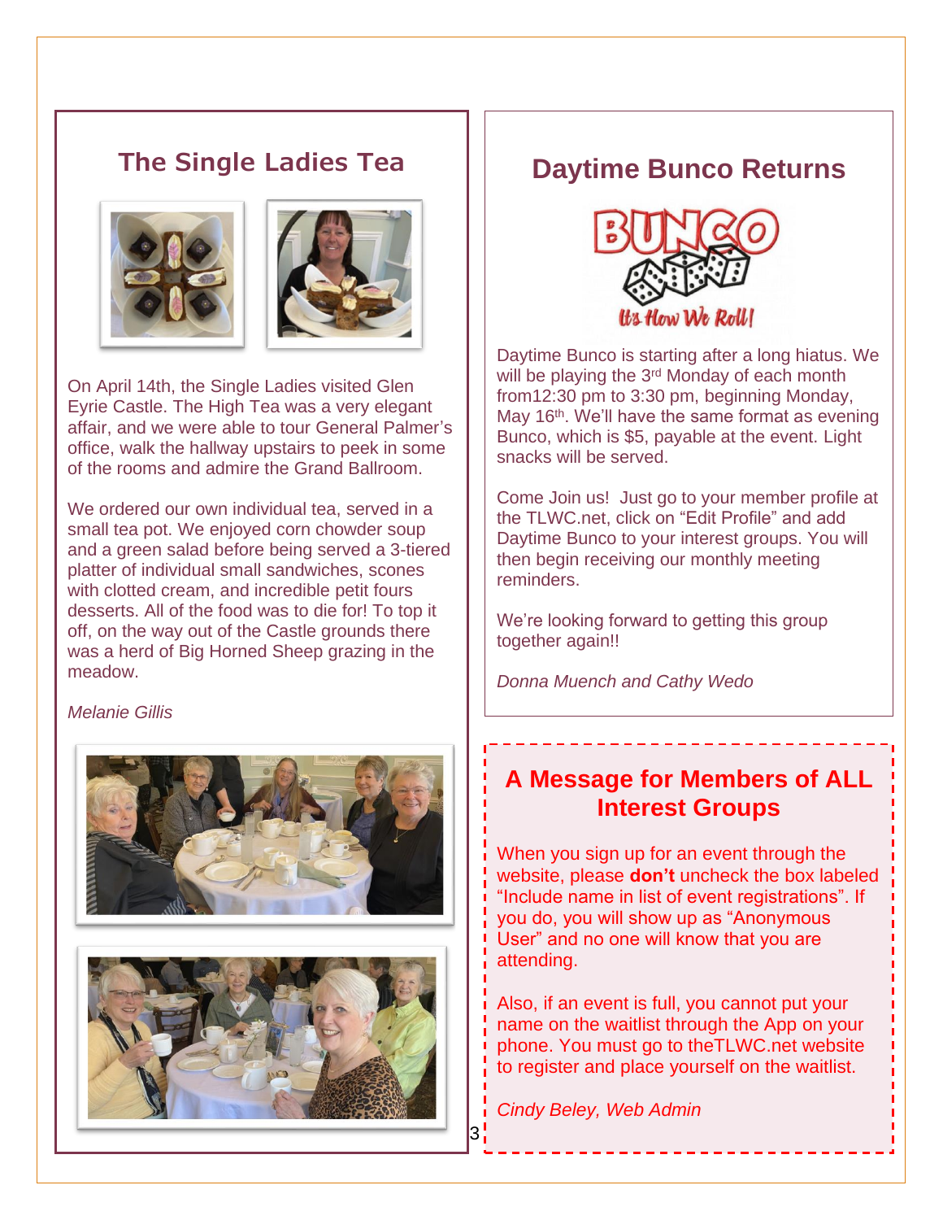## The Single Ladies Tea

On April 14th, the Single Ladies visited Glen Eyrie Castle. The High Tea was a very elegant affair, and we were able to tour General Palmer's office, walk the hallway upstairs to peek in some of the rooms and admire the Grand Ballroom.

We ordered our own individual tea, served in a small tea pot. We enjoyed corn chowder soup and a green salad before being served a 3-tiered platter of individual small sandwiches, scones with clotted cream, and incredible petit fours desserts. All of the food was to die for! To top it off, on the way out of the Castle grounds there was a herd of Big Horned Sheep grazing in the meadow.

*Melanie Gillis*

## Daytime Bunco Returns

Daytime Bunco is starting after a long hiatus. We will be playing the 3rd Monday of each month from12:30 pm to 3:30 pm, beginning Monday, May 16th. We'll have the same format as evening Bunco, which is $5, payable at the event. Light snacks will be served.

Come Join us! Just go to your member profile at the TLWC.net, click on "Edit Profile" and add Daytime Bunco to your interest groups. You will then begin receiving our monthly meeting reminders.

We're looking forward to getting this group together again!!

*Donna Muench and Cathy Wedo*

## A Message for Members of ALL Interest Groups

When you sign up for an event through the website, please **don't** uncheck the box labeled "Include name in list of event registrations". If you do, you will show up as "Anonymous User" and no one will know that you are attending.

Also, if an event is full, you cannot put your name on the waitlist through the App on your phone. You must go to theTLWC.net website to register and place yourself on the waitlist.

*Cindy Beley, Web Admin*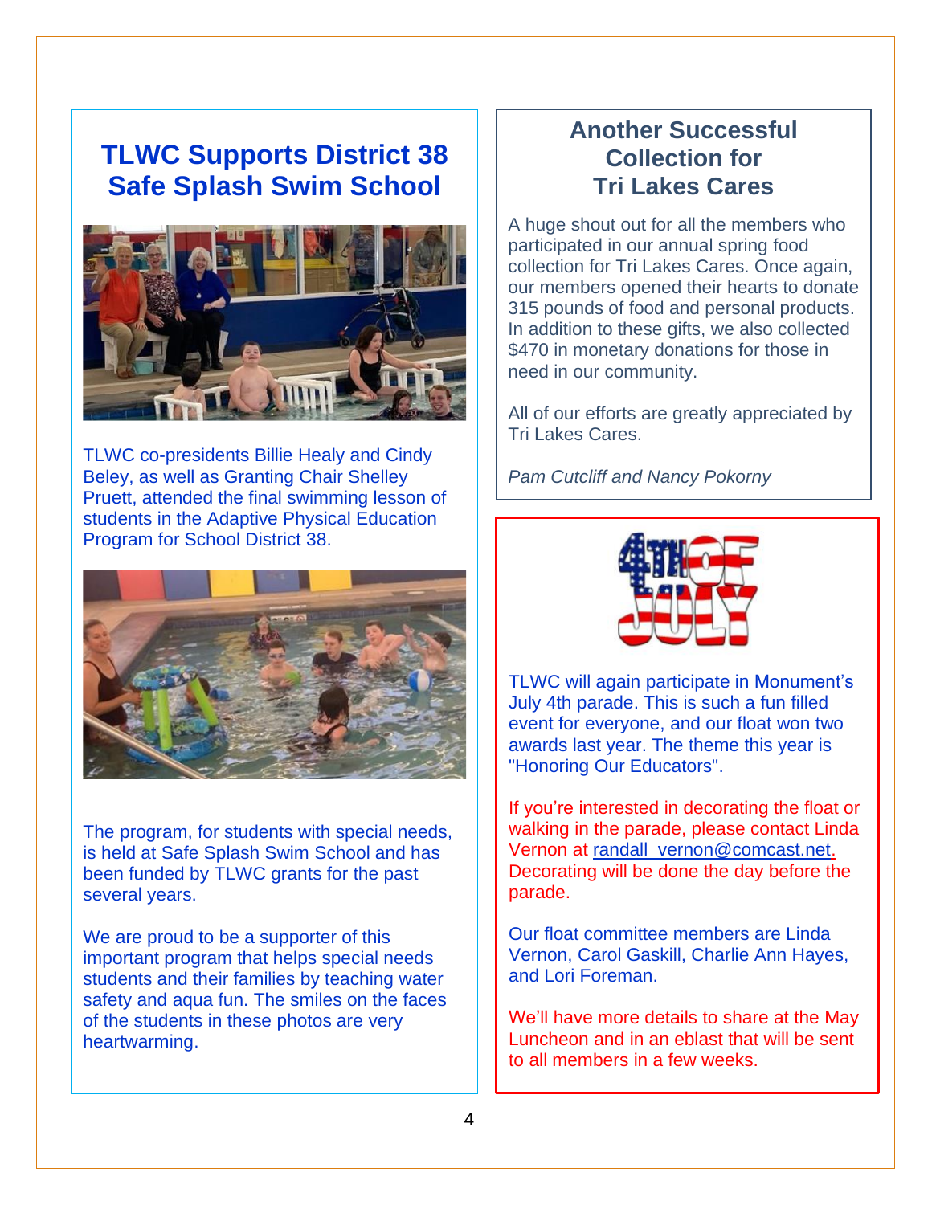## TLWC Supports District 38 Safe Splash Swim School

TLWC co-presidents Billie Healy and Cindy Beley, as well as Granting Chair Shelley Pruett, attended the final swimming lesson of students in the Adaptive Physical Education Program for School District 38.

The program, for students with special needs, is held at Safe Splash Swim School and has been funded by TLWC grants for the past several years.

We are proud to be a supporter of this important program that helps special needs students and their families by teaching water safety and aqua fun. The smiles on the faces of the students in these photos are very heartwarming.

## Another Successful Collection for Tri Lakes Cares

A huge shout out for all the members who participated in our annual spring food collection for Tri Lakes Cares. Once again, our members opened their hearts to donate 315 pounds of food and personal products. In addition to these gifts, we also collected $470 in monetary donations for those in need in our community.

All of our efforts are greatly appreciated by Tri Lakes Cares.

*Pam Cutcliff and Nancy Pokorny*

## 4TH OF JULY

TLWC will again participate in Monument's July 4th parade. This is such a fun filled event for everyone, and our float won two awards last year. The theme this year is "Honoring Our Educators".

If you're interested in decorating the float or walking in the parade, please contact Linda Vernon at randall_vernon@comcast.net. Decorating will be done the day before the parade.

Our float committee members are Linda Vernon, Carol Gaskill, Charlie Ann Hayes, and Lori Foreman.

We'll have more details to share at the May Luncheon and in an eblast that will be sent to all members in a few weeks.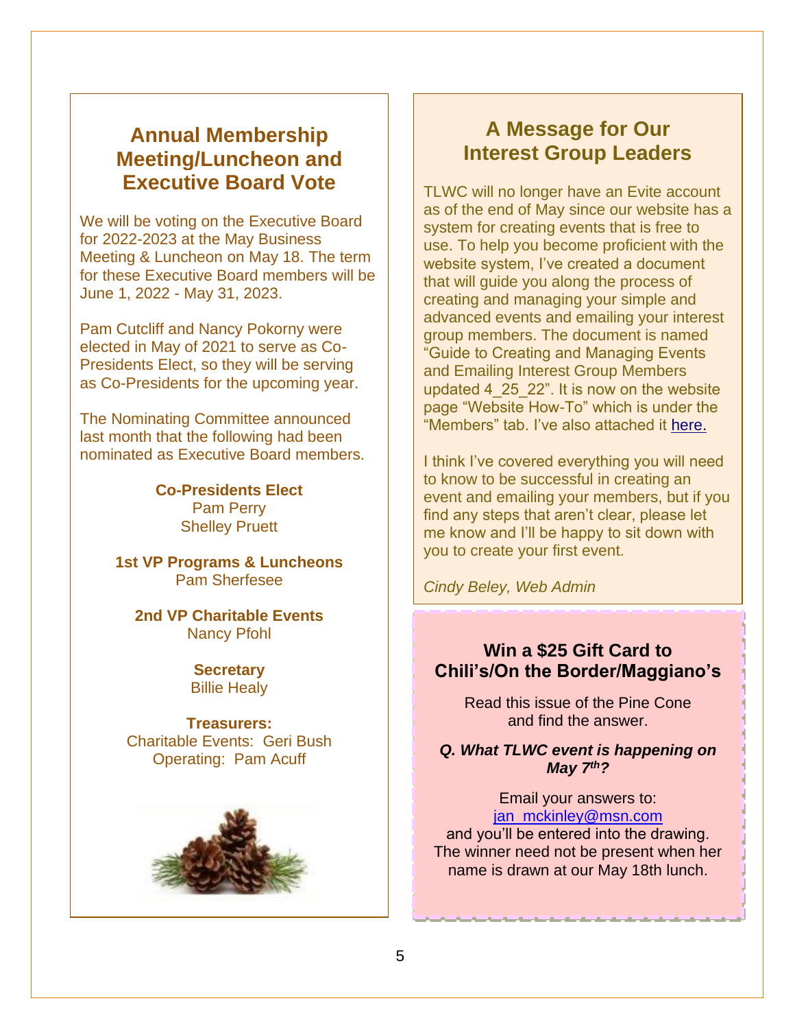## Annual Membership Meeting/Luncheon and Executive Board Vote

We will be voting on the Executive Board for 2022-2023 at the May Business Meeting & Luncheon on May 18. The term for these Executive Board members will be June 1, 2022 - May 31, 2023.

Pam Cutcliff and Nancy Pokorny were elected in May of 2021 to serve as Co-Presidents Elect, so they will be serving as Co-Presidents for the upcoming year.

The Nominating Committee announced last month that the following had been nominated as Executive Board members.

**Co-Presidents Elect**
Pam Perry
Shelley Pruett

**1st VP Programs & Luncheons**
Pam Sherfesee

**2nd VP Charitable Events**
Nancy Pfohl

**Secretary**
Billie Healy

**Treasurers:**
Charitable Events: Geri Bush
Operating: Pam Acuff

## A Message for Our Interest Group Leaders

TLWC will no longer have an Evite account as of the end of May since our website has a system for creating events that is free to use. To help you become proficient with the website system, I've created a document that will guide you along the process of creating and managing your simple and advanced events and emailing your interest group members. The document is named "Guide to Creating and Managing Events and Emailing Interest Group Members updated 4_25_22". It is now on the website page "Website How-To" which is under the "Members" tab. I've also attached it here.

I think I've covered everything you will need to know to be successful in creating an event and emailing your members, but if you find any steps that aren't clear, please let me know and I'll be happy to sit down with you to create your first event.

*Cindy Beley, Web Admin*

### Win a $25 Gift Card to Chili's/On the Border/Maggiano's

Read this issue of the Pine Cone and find the answer.

***Q. What TLWC event is happening on May 7th?***

Email your answers to:
jan_mckinley@msn.com
and you'll be entered into the drawing. The winner need not be present when her name is drawn at our May 18th lunch.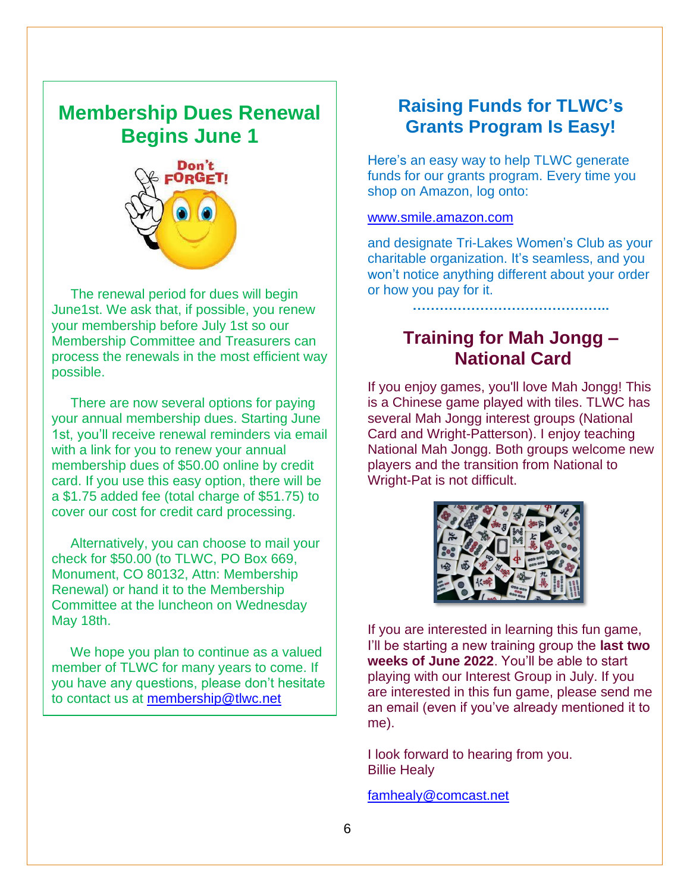## Membership Dues Renewal Begins June 1

The renewal period for dues will begin June1st. We ask that, if possible, you renew your membership before July 1st so our Membership Committee and Treasurers can process the renewals in the most efficient way possible.

There are now several options for paying your annual membership dues. Starting June 1st, you'll receive renewal reminders via email with a link for you to renew your annual membership dues of $50.00 online by credit card. If you use this easy option, there will be a $1.75 added fee (total charge of $51.75) to cover our cost for credit card processing.

Alternatively, you can choose to mail your check for $50.00 (to TLWC, PO Box 669, Monument, CO 80132, Attn: Membership Renewal) or hand it to the Membership Committee at the luncheon on Wednesday May 18th.

We hope you plan to continue as a valued member of TLWC for many years to come. If you have any questions, please don't hesitate to contact us at membership@tlwc.net

## Raising Funds for TLWC's Grants Program Is Easy!

Here's an easy way to help TLWC generate funds for our grants program. Every time you shop on Amazon, log onto:

www.smile.amazon.com

and designate Tri-Lakes Women's Club as your charitable organization. It's seamless, and you won't notice anything different about your order or how you pay for it.

………………………………………..

## Training for Mah Jongg – National Card

If you enjoy games, you'll love Mah Jongg! This is a Chinese game played with tiles. TLWC has several Mah Jongg interest groups (National Card and Wright-Patterson). I enjoy teaching National Mah Jongg. Both groups welcome new players and the transition from National to Wright-Pat is not difficult.

If you are interested in learning this fun game, I'll be starting a new training group the **last two weeks of June 2022**. You'll be able to start playing with our Interest Group in July. If you are interested in this fun game, please send me an email (even if you've already mentioned it to me).

I look forward to hearing from you.
Billie Healy

famhealy@comcast.net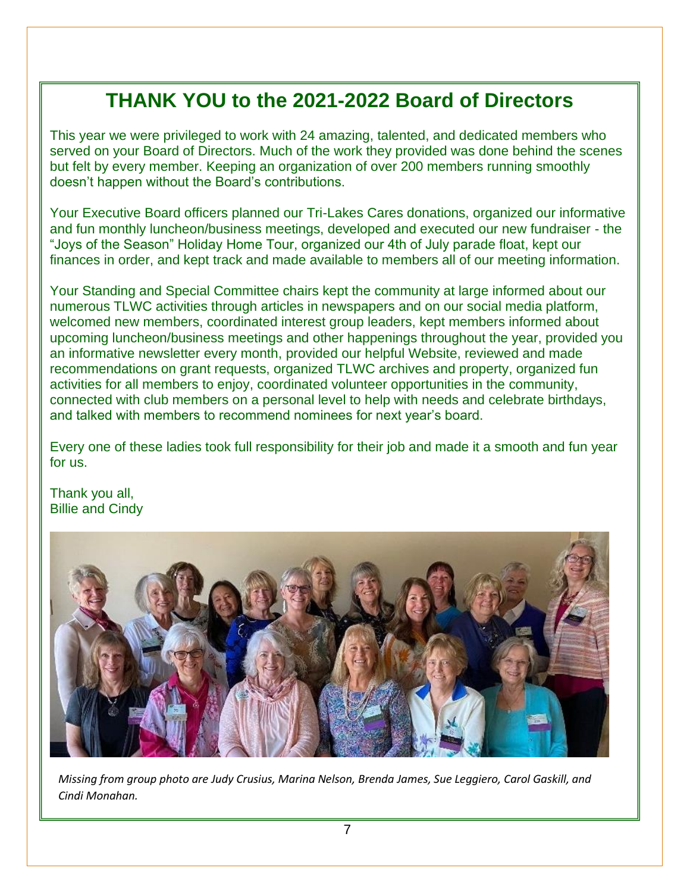# THANK YOU to the 2021-2022 Board of Directors

This year we were privileged to work with 24 amazing, talented, and dedicated members who served on your Board of Directors. Much of the work they provided was done behind the scenes but felt by every member. Keeping an organization of over 200 members running smoothly doesn't happen without the Board's contributions.

Your Executive Board officers planned our Tri-Lakes Cares donations, organized our informative and fun monthly luncheon/business meetings, developed and executed our new fundraiser - the "Joys of the Season" Holiday Home Tour, organized our 4th of July parade float, kept our finances in order, and kept track and made available to members all of our meeting information.

Your Standing and Special Committee chairs kept the community at large informed about our numerous TLWC activities through articles in newspapers and on our social media platform, welcomed new members, coordinated interest group leaders, kept members informed about upcoming luncheon/business meetings and other happenings throughout the year, provided you an informative newsletter every month, provided our helpful Website, reviewed and made recommendations on grant requests, organized TLWC archives and property, organized fun activities for all members to enjoy, coordinated volunteer opportunities in the community, connected with club members on a personal level to help with needs and celebrate birthdays, and talked with members to recommend nominees for next year's board.

Every one of these ladies took full responsibility for their job and made it a smooth and fun year for us.

Thank you all,
Billie and Cindy

*Missing from group photo are Judy Crusius, Marina Nelson, Brenda James, Sue Leggiero, Carol Gaskill, and Cindi Monahan.*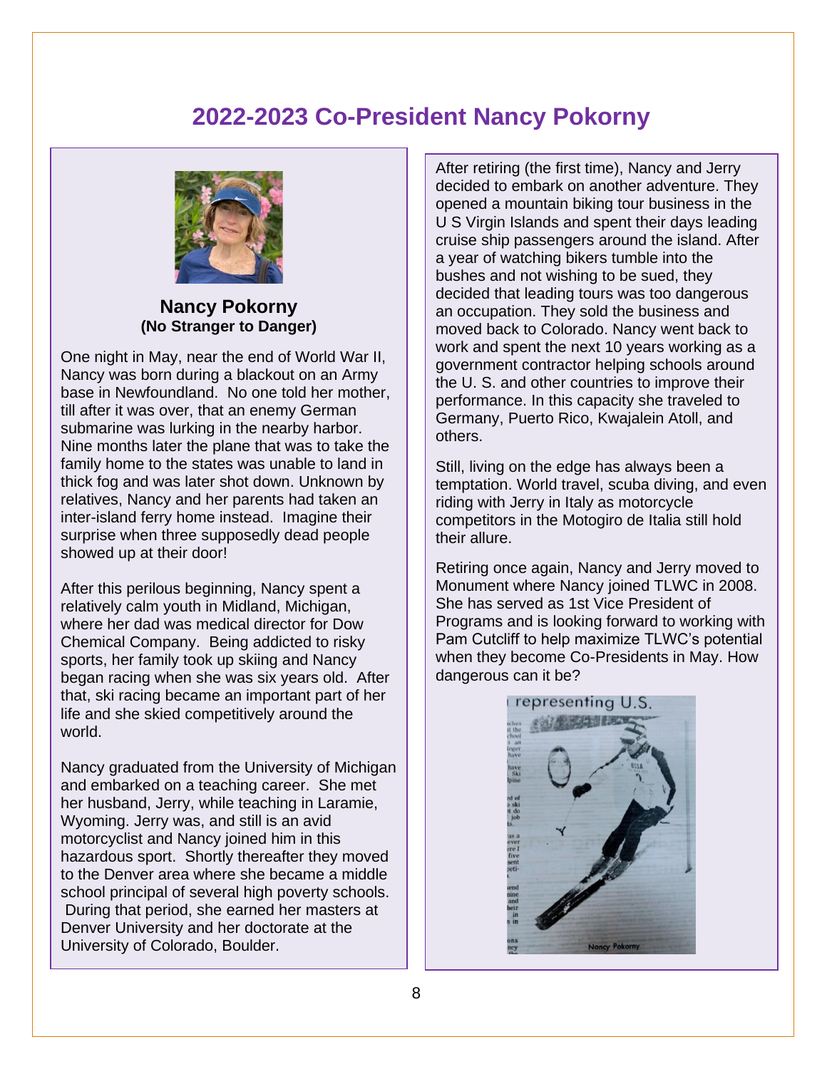# 2022-2023 Co-President Nancy Pokorny

**Nancy Pokorny**
**(No Stranger to Danger)**

One night in May, near the end of World War II, Nancy was born during a blackout on an Army base in Newfoundland. No one told her mother, till after it was over, that an enemy German submarine was lurking in the nearby harbor. Nine months later the plane that was to take the family home to the states was unable to land in thick fog and was later shot down. Unknown by relatives, Nancy and her parents had taken an inter-island ferry home instead. Imagine their surprise when three supposedly dead people showed up at their door!

After this perilous beginning, Nancy spent a relatively calm youth in Midland, Michigan, where her dad was medical director for Dow Chemical Company. Being addicted to risky sports, her family took up skiing and Nancy began racing when she was six years old. After that, ski racing became an important part of her life and she skied competitively around the world.

Nancy graduated from the University of Michigan and embarked on a teaching career. She met her husband, Jerry, while teaching in Laramie, Wyoming. Jerry was, and still is an avid motorcyclist and Nancy joined him in this hazardous sport. Shortly thereafter they moved to the Denver area where she became a middle school principal of several high poverty schools. During that period, she earned her masters at Denver University and her doctorate at the University of Colorado, Boulder.

After retiring (the first time), Nancy and Jerry decided to embark on another adventure. They opened a mountain biking tour business in the U S Virgin Islands and spent their days leading cruise ship passengers around the island. After a year of watching bikers tumble into the bushes and not wishing to be sued, they decided that leading tours was too dangerous an occupation. They sold the business and moved back to Colorado. Nancy went back to work and spent the next 10 years working as a government contractor helping schools around the U. S. and other countries to improve their performance. In this capacity she traveled to Germany, Puerto Rico, Kwajalein Atoll, and others.

Still, living on the edge has always been a temptation. World travel, scuba diving, and even riding with Jerry in Italy as motorcycle competitors in the Motogiro de Italia still hold their allure.

Retiring once again, Nancy and Jerry moved to Monument where Nancy joined TLWC in 2008. She has served as 1st Vice President of Programs and is looking forward to working with Pam Cutcliff to help maximize TLWC's potential when they become Co-Presidents in May. How dangerous can it be?

representing U.S.

Nancy Pokorny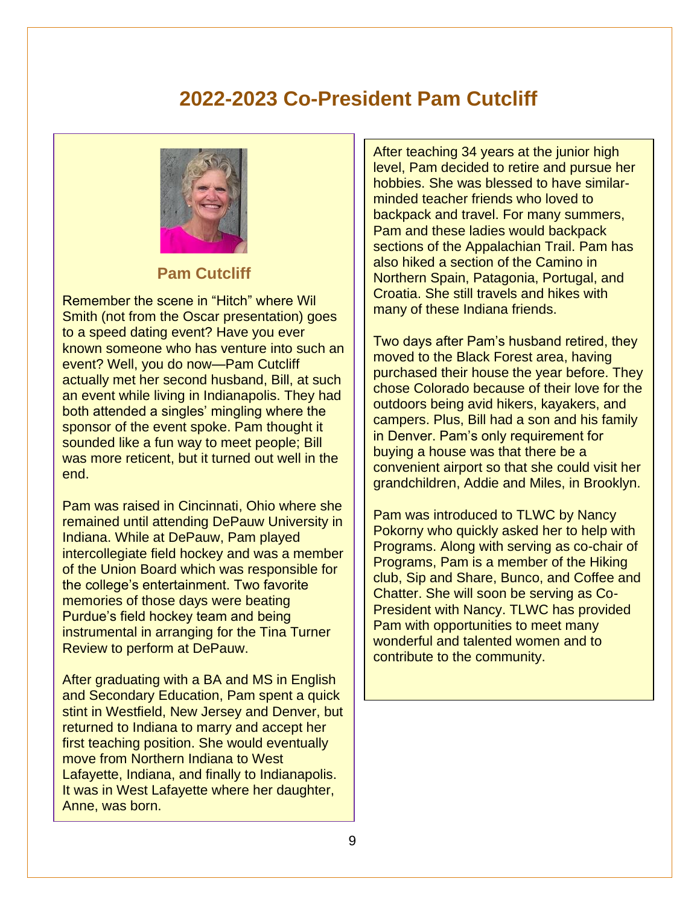# 2022-2023 Co-President Pam Cutcliff

**Pam Cutcliff**

Remember the scene in "Hitch" where Wil Smith (not from the Oscar presentation) goes to a speed dating event? Have you ever known someone who has venture into such an event? Well, you do now—Pam Cutcliff actually met her second husband, Bill, at such an event while living in Indianapolis. They had both attended a singles' mingling where the sponsor of the event spoke. Pam thought it sounded like a fun way to meet people; Bill was more reticent, but it turned out well in the end.

Pam was raised in Cincinnati, Ohio where she remained until attending DePauw University in Indiana. While at DePauw, Pam played intercollegiate field hockey and was a member of the Union Board which was responsible for the college's entertainment. Two favorite memories of those days were beating Purdue's field hockey team and being instrumental in arranging for the Tina Turner Review to perform at DePauw.

After graduating with a BA and MS in English and Secondary Education, Pam spent a quick stint in Westfield, New Jersey and Denver, but returned to Indiana to marry and accept her first teaching position. She would eventually move from Northern Indiana to West Lafayette, Indiana, and finally to Indianapolis. It was in West Lafayette where her daughter, Anne, was born.

After teaching 34 years at the junior high level, Pam decided to retire and pursue her hobbies. She was blessed to have similar-minded teacher friends who loved to backpack and travel. For many summers, Pam and these ladies would backpack sections of the Appalachian Trail. Pam has also hiked a section of the Camino in Northern Spain, Patagonia, Portugal, and Croatia. She still travels and hikes with many of these Indiana friends.

Two days after Pam's husband retired, they moved to the Black Forest area, having purchased their house the year before. They chose Colorado because of their love for the outdoors being avid hikers, kayakers, and campers. Plus, Bill had a son and his family in Denver. Pam's only requirement for buying a house was that there be a convenient airport so that she could visit her grandchildren, Addie and Miles, in Brooklyn.

Pam was introduced to TLWC by Nancy Pokorny who quickly asked her to help with Programs. Along with serving as co-chair of Programs, Pam is a member of the Hiking club, Sip and Share, Bunco, and Coffee and Chatter. She will soon be serving as Co-President with Nancy. TLWC has provided Pam with opportunities to meet many wonderful and talented women and to contribute to the community.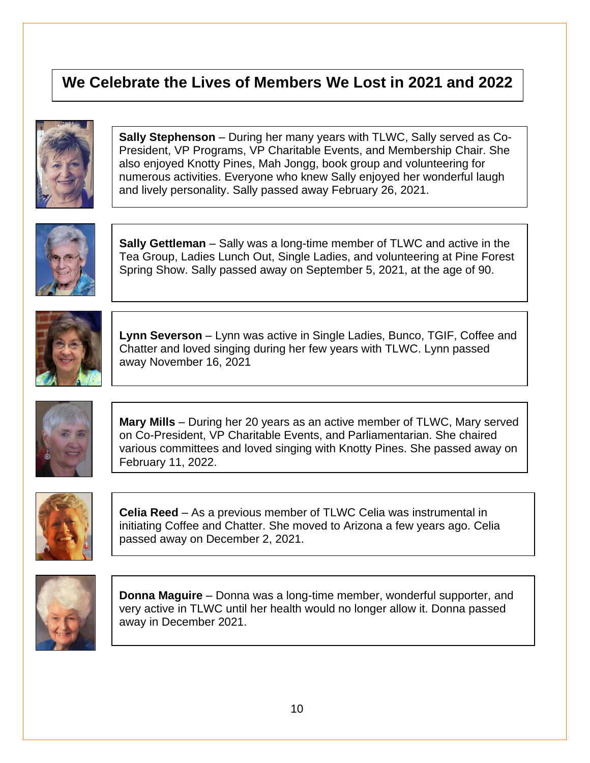# We Celebrate the Lives of Members We Lost in 2021 and 2022

**Sally Stephenson** – During her many years with TLWC, Sally served as Co-President, VP Programs, VP Charitable Events, and Membership Chair. She also enjoyed Knotty Pines, Mah Jongg, book group and volunteering for numerous activities. Everyone who knew Sally enjoyed her wonderful laugh and lively personality. Sally passed away February 26, 2021.

**Sally Gettleman** – Sally was a long-time member of TLWC and active in the Tea Group, Ladies Lunch Out, Single Ladies, and volunteering at Pine Forest Spring Show. Sally passed away on September 5, 2021, at the age of 90.

**Lynn Severson** – Lynn was active in Single Ladies, Bunco, TGIF, Coffee and Chatter and loved singing during her few years with TLWC. Lynn passed away November 16, 2021

**Mary Mills** – During her 20 years as an active member of TLWC, Mary served on Co-President, VP Charitable Events, and Parliamentarian. She chaired various committees and loved singing with Knotty Pines. She passed away on February 11, 2022.

**Celia Reed** – As a previous member of TLWC Celia was instrumental in initiating Coffee and Chatter. She moved to Arizona a few years ago. Celia passed away on December 2, 2021.

**Donna Maguire** – Donna was a long-time member, wonderful supporter, and very active in TLWC until her health would no longer allow it. Donna passed away in December 2021.